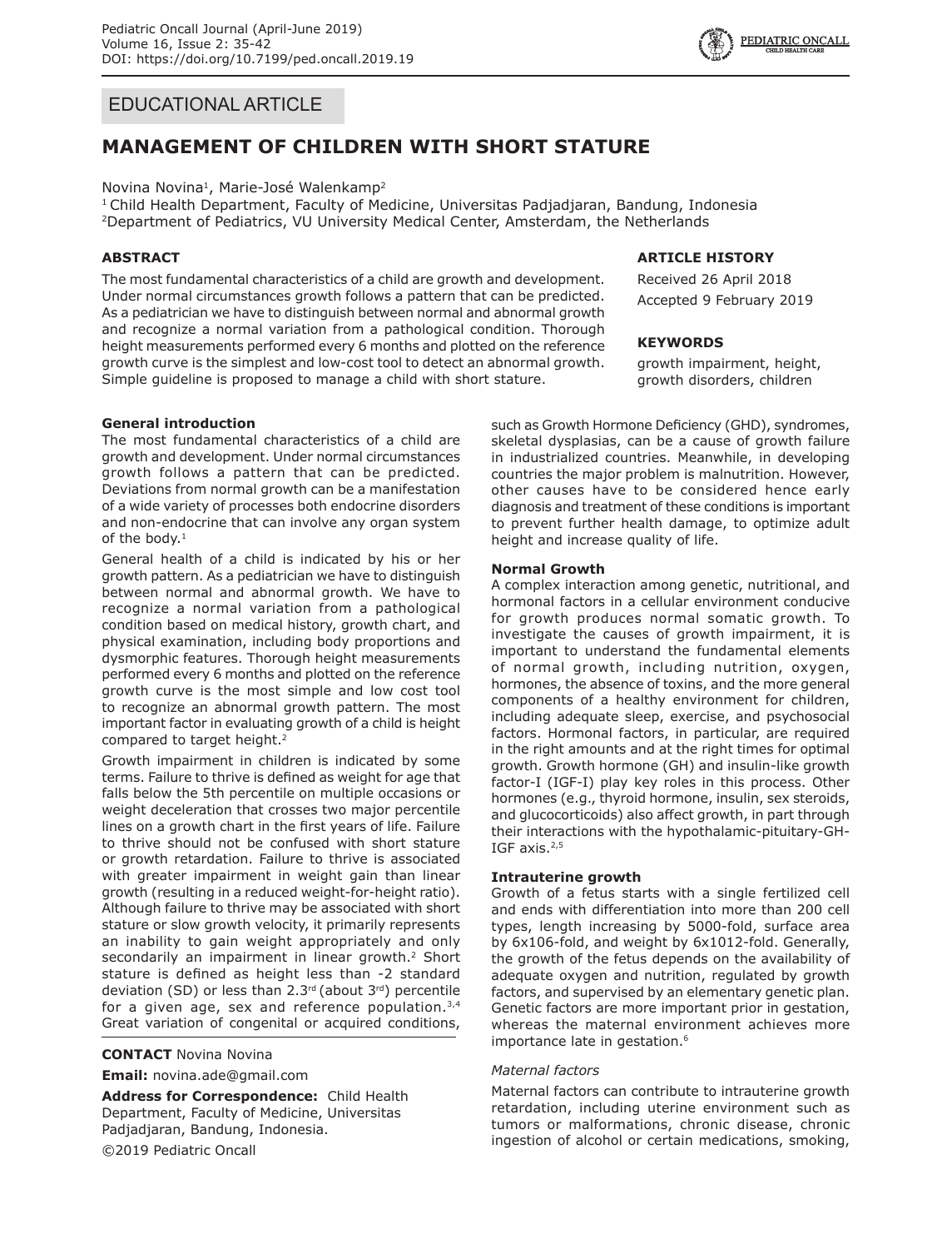EDUCATIONAL ARTICLE

# MANAGEMENT OF CHILDREN WITH SHORT STATURE

Novina Novina[1], Marie-José Walenkamp[2]

[1] Child Health Department, Faculty of Medicine, Universitas Padjadjaran, Bandung, Indonesia
[2] Department of Pediatrics, VU University Medical Center, Amsterdam, the Netherlands

### ABSTRACT

The most fundamental characteristics of a child are growth and development. Under normal circumstances growth follows a pattern that can be predicted. As a pediatrician we have to distinguish between normal and abnormal growth and recognize a normal variation from a pathological condition. Thorough height measurements performed every 6 months and plotted on the reference growth curve is the simplest and low-cost tool to detect an abnormal growth. Simple guideline is proposed to manage a child with short stature.

### ARTICLE HISTORY

Received 26 April 2018

Accepted 9 February 2019

### KEYWORDS

growth impairment, height, growth disorders, children

### General introduction

The most fundamental characteristics of a child are growth and development. Under normal circumstances growth follows a pattern that can be predicted. Deviations from normal growth can be a manifestation of a wide variety of processes both endocrine disorders and non-endocrine that can involve any organ system of the body.[1]

General health of a child is indicated by his or her growth pattern. As a pediatrician we have to distinguish between normal and abnormal growth. We have to recognize a normal variation from a pathological condition based on medical history, growth chart, and physical examination, including body proportions and dysmorphic features. Thorough height measurements performed every 6 months and plotted on the reference growth curve is the most simple and low cost tool to recognize an abnormal growth pattern. The most important factor in evaluating growth of a child is height compared to target height.[2]

Growth impairment in children is indicated by some terms. Failure to thrive is defined as weight for age that falls below the 5th percentile on multiple occasions or weight deceleration that crosses two major percentile lines on a growth chart in the first years of life. Failure to thrive should not be confused with short stature or growth retardation. Failure to thrive is associated with greater impairment in weight gain than linear growth (resulting in a reduced weight-for-height ratio). Although failure to thrive may be associated with short stature or slow growth velocity, it primarily represents an inability to gain weight appropriately and only secondarily an impairment in linear growth.[2] Short stature is defined as height less than -2 standard deviation (SD) or less than 2.3rd (about 3rd) percentile for a given age, sex and reference population.[3,4] Great variation of congenital or acquired conditions, such as Growth Hormone Deficiency (GHD), syndromes, skeletal dysplasias, can be a cause of growth failure in industrialized countries. Meanwhile, in developing countries the major problem is malnutrition. However, other causes have to be considered hence early diagnosis and treatment of these conditions is important to prevent further health damage, to optimize adult height and increase quality of life.

### Normal Growth

A complex interaction among genetic, nutritional, and hormonal factors in a cellular environment conducive for growth produces normal somatic growth. To investigate the causes of growth impairment, it is important to understand the fundamental elements of normal growth, including nutrition, oxygen, hormones, the absence of toxins, and the more general components of a healthy environment for children, including adequate sleep, exercise, and psychosocial factors. Hormonal factors, in particular, are required in the right amounts and at the right times for optimal growth. Growth hormone (GH) and insulin-like growth factor-I (IGF-I) play key roles in this process. Other hormones (e.g., thyroid hormone, insulin, sex steroids, and glucocorticoids) also affect growth, in part through their interactions with the hypothalamic-pituitary-GH-IGF axis.[2,5]

### Intrauterine growth

Growth of a fetus starts with a single fertilized cell and ends with differentiation into more than 200 cell types, length increasing by 5000-fold, surface area by 6x106-fold, and weight by 6x1012-fold. Generally, the growth of the fetus depends on the availability of adequate oxygen and nutrition, regulated by growth factors, and supervised by an elementary genetic plan. Genetic factors are more important prior in gestation, whereas the maternal environment achieves more importance late in gestation.[6]

#### *Maternal factors*

Maternal factors can contribute to intrauterine growth retardation, including uterine environment such as tumors or malformations, chronic disease, chronic ingestion of alcohol or certain medications, smoking,

**CONTACT** Novina Novina

**Email:** novina.ade@gmail.com

**Address for Correspondence:** Child Health Department, Faculty of Medicine, Universitas Padjadjaran, Bandung, Indonesia.

©2019 Pediatric Oncall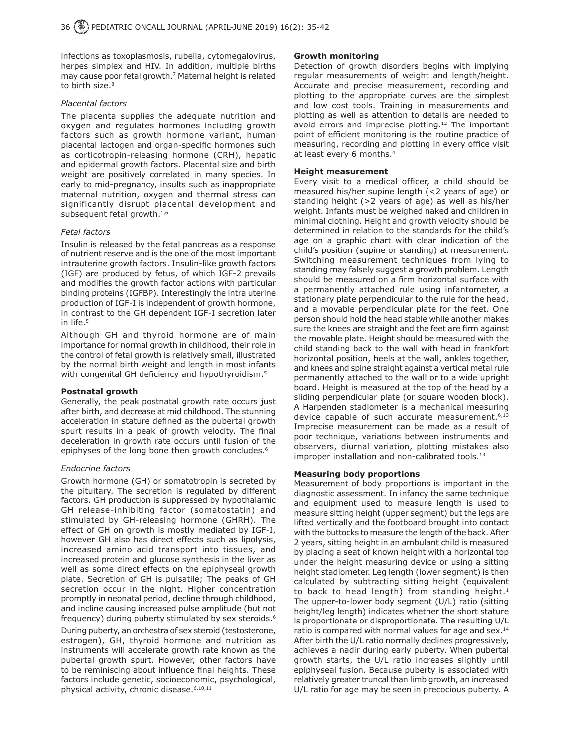infections as toxoplasmosis, rubella, cytomegalovirus, herpes simplex and HIV. In addition, multiple births may cause poor fetal growth.[7] Maternal height is related to birth size.[8]

### *Placental factors*

The placenta supplies the adequate nutrition and oxygen and regulates hormones including growth factors such as growth hormone variant, human placental lactogen and organ-specific hormones such as corticotropin-releasing hormone (CRH), hepatic and epidermal growth factors. Placental size and birth weight are positively correlated in many species. In early to mid-pregnancy, insults such as inappropriate maternal nutrition, oxygen and thermal stress can significantly disrupt placental development and subsequent fetal growth.[1,6]

### *Fetal factors*

Insulin is released by the fetal pancreas as a response of nutrient reserve and is the one of the most important intrauterine growth factors. Insulin-like growth factors (IGF) are produced by fetus, of which IGF-2 prevails and modifies the growth factor actions with particular binding proteins (IGFBP). Interestingly the intra uterine production of IGF-I is independent of growth hormone, in contrast to the GH dependent IGF-I secretion later in life.[5]

Although GH and thyroid hormone are of main importance for normal growth in childhood, their role in the control of fetal growth is relatively small, illustrated by the normal birth weight and length in most infants with congenital GH deficiency and hypothyroidism.[5]

## **Postnatal growth**

Generally, the peak postnatal growth rate occurs just after birth, and decrease at mid childhood. The stunning acceleration in stature defined as the pubertal growth spurt results in a peak of growth velocity. The final deceleration in growth rate occurs until fusion of the epiphyses of the long bone then growth concludes.[6]

### *Endocrine factors*

Growth hormone (GH) or somatotropin is secreted by the pituitary. The secretion is regulated by different factors. GH production is suppressed by hypothalamic GH release-inhibiting factor (somatostatin) and stimulated by GH-releasing hormone (GHRH). The effect of GH on growth is mostly mediated by IGF-I, however GH also has direct effects such as lipolysis, increased amino acid transport into tissues, and increased protein and glucose synthesis in the liver as well as some direct effects on the epiphyseal growth plate. Secretion of GH is pulsatile; The peaks of GH secretion occur in the night. Higher concentration promptly in neonatal period, decline through childhood, and incline causing increased pulse amplitude (but not frequency) during puberty stimulated by sex steroids.[6]

During puberty, an orchestra of sex steroid (testosterone, estrogen), GH, thyroid hormone and nutrition as instruments will accelerate growth rate known as the pubertal growth spurt. However, other factors have to be reminiscing about influence final heights. These factors include genetic, socioeconomic, psychological, physical activity, chronic disease.[6,10,11]

## **Growth monitoring**

Detection of growth disorders begins with implying regular measurements of weight and length/height. Accurate and precise measurement, recording and plotting to the appropriate curves are the simplest and low cost tools. Training in measurements and plotting as well as attention to details are needed to avoid errors and imprecise plotting.[12] The important point of efficient monitoring is the routine practice of measuring, recording and plotting in every office visit at least every 6 months.[4]

## **Height measurement**

Every visit to a medical officer, a child should be measured his/her supine length (<2 years of age) or standing height (>2 years of age) as well as his/her weight. Infants must be weighed naked and children in minimal clothing. Height and growth velocity should be determined in relation to the standards for the child's age on a graphic chart with clear indication of the child's position (supine or standing) at measurement. Switching measurement techniques from lying to standing may falsely suggest a growth problem. Length should be measured on a firm horizontal surface with a permanently attached rule using infantometer, a stationary plate perpendicular to the rule for the head, and a movable perpendicular plate for the feet. One person should hold the head stable while another makes sure the knees are straight and the feet are firm against the movable plate. Height should be measured with the child standing back to the wall with head in frankfort horizontal position, heels at the wall, ankles together, and knees and spine straight against a vertical metal rule permanently attached to the wall or to a wide upright board. Height is measured at the top of the head by a sliding perpendicular plate (or square wooden block). A Harpenden stadiometer is a mechanical measuring device capable of such accurate measurement.[6,13] Imprecise measurement can be made as a result of poor technique, variations between instruments and observers, diurnal variation, plotting mistakes also improper installation and non-calibrated tools.[13]

## **Measuring body proportions**

Measurement of body proportions is important in the diagnostic assessment. In infancy the same technique and equipment used to measure length is used to measure sitting height (upper segment) but the legs are lifted vertically and the footboard brought into contact with the buttocks to measure the length of the back. After 2 years, sitting height in an ambulant child is measured by placing a seat of known height with a horizontal top under the height measuring device or using a sitting height stadiometer. Leg length (lower segment) is then calculated by subtracting sitting height (equivalent to back to head length) from standing height.[1] The upper-to-lower body segment (U/L) ratio (sitting height/leg length) indicates whether the short stature is proportionate or disproportionate. The resulting U/L ratio is compared with normal values for age and sex.[14] After birth the U/L ratio normally declines progressively, achieves a nadir during early puberty. When pubertal growth starts, the U/L ratio increases slightly until epiphyseal fusion. Because puberty is associated with relatively greater truncal than limb growth, an increased U/L ratio for age may be seen in precocious puberty. A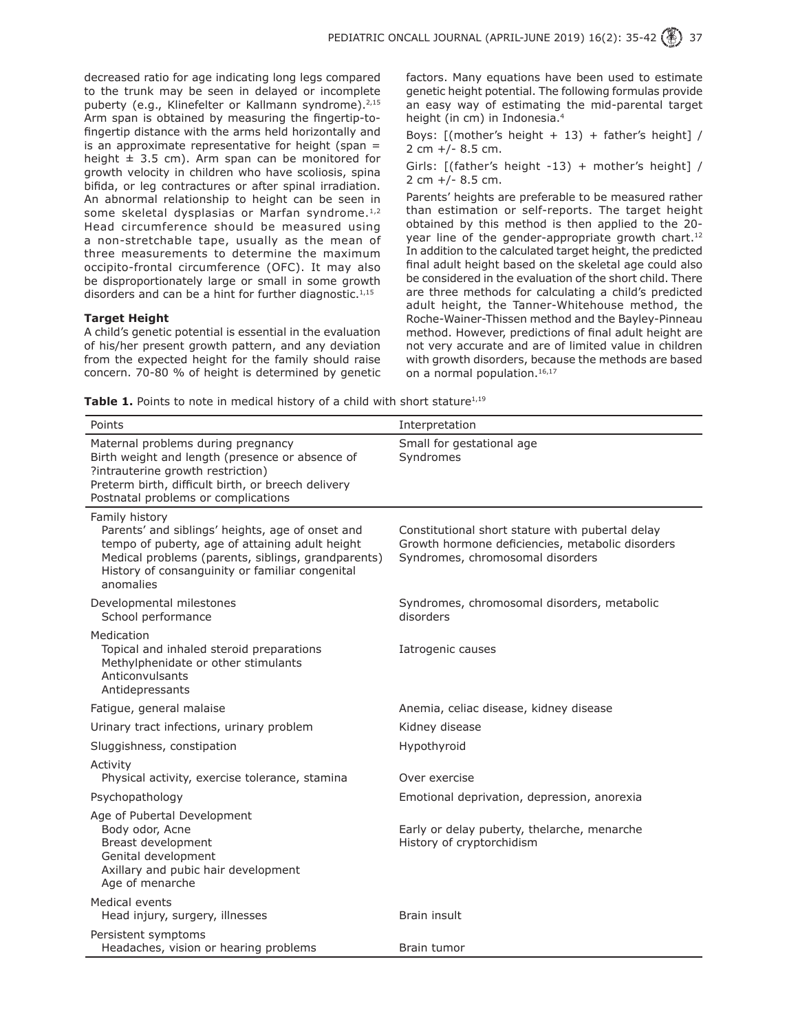decreased ratio for age indicating long legs compared to the trunk may be seen in delayed or incomplete puberty (e.g., Klinefelter or Kallmann syndrome).[2,15] Arm span is obtained by measuring the fingertip-to-fingertip distance with the arms held horizontally and is an approximate representative for height (span = height ± 3.5 cm). Arm span can be monitored for growth velocity in children who have scoliosis, spina bifida, or leg contractures or after spinal irradiation. An abnormal relationship to height can be seen in some skeletal dysplasias or Marfan syndrome.[1,2] Head circumference should be measured using a non-stretchable tape, usually as the mean of three measurements to determine the maximum occipito-frontal circumference (OFC). It may also be disproportionately large or small in some growth disorders and can be a hint for further diagnostic.[1,15]

**Target Height**

A child's genetic potential is essential in the evaluation of his/her present growth pattern, and any deviation from the expected height for the family should raise concern. 70-80 % of height is determined by genetic factors. Many equations have been used to estimate genetic height potential. The following formulas provide an easy way of estimating the mid-parental target height (in cm) in Indonesia.[4]

Boys: [(mother's height + 13) + father's height] / 2 cm +/- 8.5 cm.

Girls: [(father's height -13) + mother's height] / 2 cm +/- 8.5 cm.

Parents' heights are preferable to be measured rather than estimation or self-reports. The target height obtained by this method is then applied to the 20-year line of the gender-appropriate growth chart.[12] In addition to the calculated target height, the predicted final adult height based on the skeletal age could also be considered in the evaluation of the short child. There are three methods for calculating a child's predicted adult height, the Tanner-Whitehouse method, the Roche-Wainer-Thissen method and the Bayley-Pinneau method. However, predictions of final adult height are not very accurate and are of limited value in children with growth disorders, because the methods are based on a normal population.[16,17]

**Table 1.** Points to note in medical history of a child with short stature[1,19]

| Points | Interpretation |
| --- | --- |
| Maternal problems during pregnancy<br>Birth weight and length (presence or absence of ?intrauterine growth restriction)<br>Preterm birth, difficult birth, or breech delivery<br>Postnatal problems or complications | Small for gestational age<br>Syndromes |
| Family history<br>Parents' and siblings' heights, age of onset and tempo of puberty, age of attaining adult height<br>Medical problems (parents, siblings, grandparents)<br>History of consanguinity or familiar congenital anomalies | Constitutional short stature with pubertal delay<br>Growth hormone deficiencies, metabolic disorders<br>Syndromes, chromosomal disorders |
| Developmental milestones<br>School performance | Syndromes, chromosomal disorders, metabolic disorders |
| Medication<br>Topical and inhaled steroid preparations<br>Methylphenidate or other stimulants<br>Anticonvulsants<br>Antidepressants | Iatrogenic causes |
| Fatigue, general malaise | Anemia, celiac disease, kidney disease |
| Urinary tract infections, urinary problem | Kidney disease |
| Sluggishness, constipation | Hypothyroid |
| Activity<br>Physical activity, exercise tolerance, stamina | Over exercise |
| Psychopathology | Emotional deprivation, depression, anorexia |
| Age of Pubertal Development<br>Body odor, Acne<br>Breast development<br>Genital development<br>Axillary and pubic hair development<br>Age of menarche | Early or delay puberty, thelarche, menarche<br>History of cryptorchidism |
| Medical events<br>Head injury, surgery, illnesses | Brain insult |
| Persistent symptoms<br>Headaches, vision or hearing problems | Brain tumor |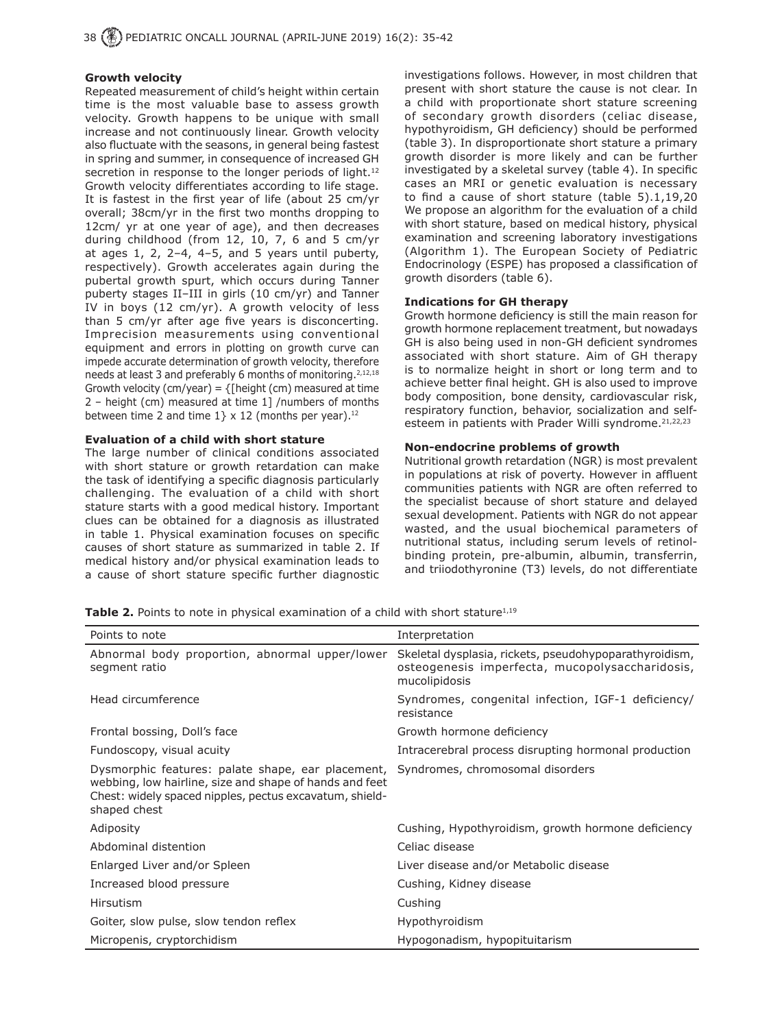**Growth velocity**

Repeated measurement of child's height within certain time is the most valuable base to assess growth velocity. Growth happens to be unique with small increase and not continuously linear. Growth velocity also fluctuate with the seasons, in general being fastest in spring and summer, in consequence of increased GH secretion in response to the longer periods of light.[12] Growth velocity differentiates according to life stage. It is fastest in the first year of life (about 25 cm/yr overall; 38cm/yr in the first two months dropping to 12cm/ yr at one year of age), and then decreases during childhood (from 12, 10, 7, 6 and 5 cm/yr at ages 1, 2, 2–4, 4–5, and 5 years until puberty, respectively). Growth accelerates again during the pubertal growth spurt, which occurs during Tanner puberty stages II–III in girls (10 cm/yr) and Tanner IV in boys (12 cm/yr). A growth velocity of less than 5 cm/yr after age five years is disconcerting. Imprecision measurements using conventional equipment and errors in plotting on growth curve can impede accurate determination of growth velocity, therefore needs at least 3 and preferably 6 months of monitoring.[2,12,18] Growth velocity (cm/year) = {[height (cm) measured at time 2 – height (cm) measured at time 1] /numbers of months between time 2 and time 1} x 12 (months per year).[12]

**Evaluation of a child with short stature**

The large number of clinical conditions associated with short stature or growth retardation can make the task of identifying a specific diagnosis particularly challenging. The evaluation of a child with short stature starts with a good medical history. Important clues can be obtained for a diagnosis as illustrated in table 1. Physical examination focuses on specific causes of short stature as summarized in table 2. If medical history and/or physical examination leads to a cause of short stature specific further diagnostic investigations follows. However, in most children that present with short stature the cause is not clear. In a child with proportionate short stature screening of secondary growth disorders (celiac disease, hypothyroidism, GH deficiency) should be performed (table 3). In disproportionate short stature a primary growth disorder is more likely and can be further investigated by a skeletal survey (table 4). In specific cases an MRI or genetic evaluation is necessary to find a cause of short stature (table 5).1,19,20 We propose an algorithm for the evaluation of a child with short stature, based on medical history, physical examination and screening laboratory investigations (Algorithm 1). The European Society of Pediatric Endocrinology (ESPE) has proposed a classification of growth disorders (table 6).

**Indications for GH therapy**

Growth hormone deficiency is still the main reason for growth hormone replacement treatment, but nowadays GH is also being used in non-GH deficient syndromes associated with short stature. Aim of GH therapy is to normalize height in short or long term and to achieve better final height. GH is also used to improve body composition, bone density, cardiovascular risk, respiratory function, behavior, socialization and self-esteem in patients with Prader Willi syndrome.[21,22,23]

**Non-endocrine problems of growth**

Nutritional growth retardation (NGR) is most prevalent in populations at risk of poverty. However in affluent communities patients with NGR are often referred to the specialist because of short stature and delayed sexual development. Patients with NGR do not appear wasted, and the usual biochemical parameters of nutritional status, including serum levels of retinol-binding protein, pre-albumin, albumin, transferrin, and triiodothyronine (T3) levels, do not differentiate

**Table 2.** Points to note in physical examination of a child with short stature[1,19]

| Points to note | Interpretation |
|---|---|
| Abnormal body proportion, abnormal upper/lower segment ratio | Skeletal dysplasia, rickets, pseudohypoparathyroidism, osteogenesis imperfecta, mucopolysaccharidosis, mucolipidosis |
| Head circumference | Syndromes, congenital infection, IGF-1 deficiency/ resistance |
| Frontal bossing, Doll's face | Growth hormone deficiency |
| Fundoscopy, visual acuity | Intracerebral process disrupting hormonal production |
| Dysmorphic features: palate shape, ear placement, webbing, low hairline, size and shape of hands and feet Chest: widely spaced nipples, pectus excavatum, shield-shaped chest | Syndromes, chromosomal disorders |
| Adiposity | Cushing, Hypothyroidism, growth hormone deficiency |
| Abdominal distention | Celiac disease |
| Enlarged Liver and/or Spleen | Liver disease and/or Metabolic disease |
| Increased blood pressure | Cushing, Kidney disease |
| Hirsutism | Cushing |
| Goiter, slow pulse, slow tendon reflex | Hypothyroidism |
| Micropenis, cryptorchidism | Hypogonadism, hypopituitarism |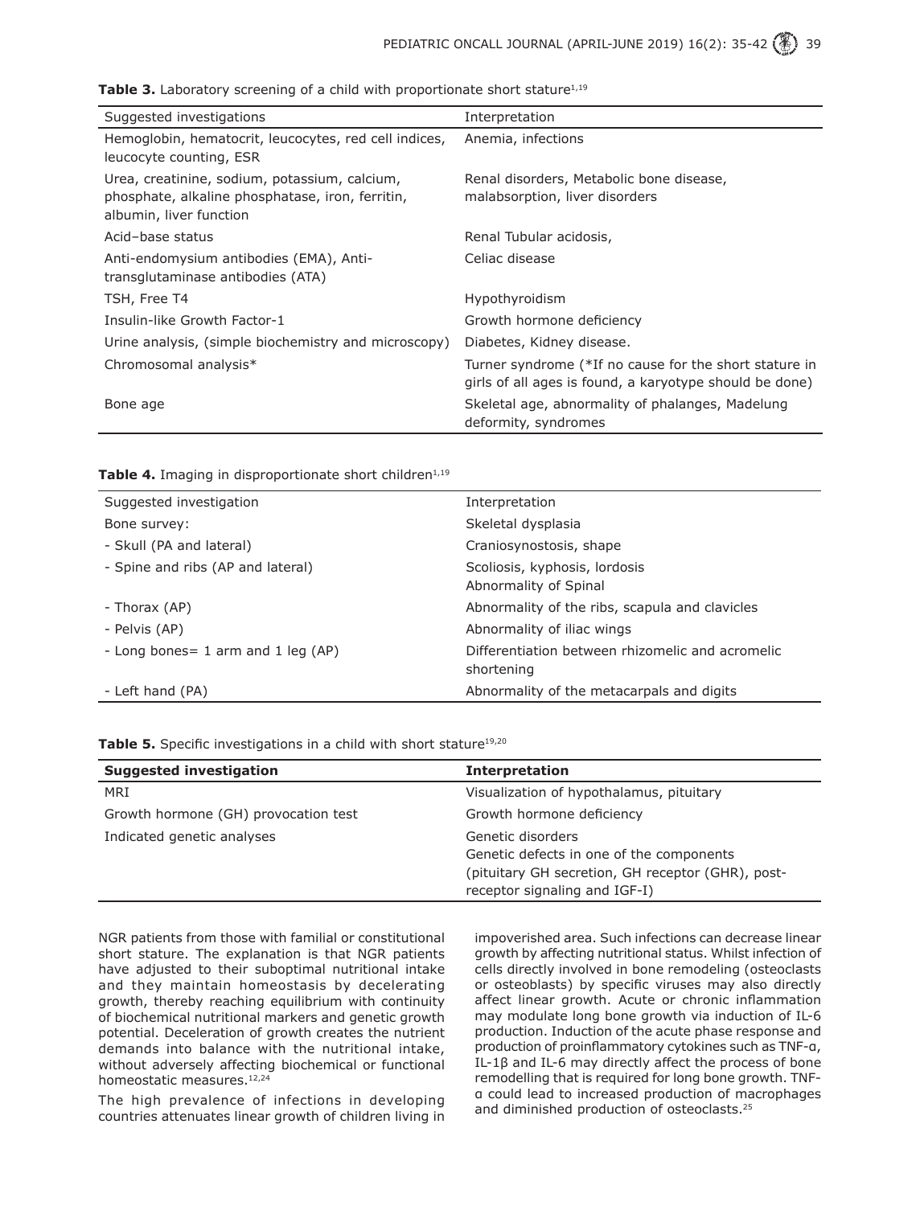**Table 3.** Laboratory screening of a child with proportionate short stature[1,19]

| Suggested investigations | Interpretation |
|---|---|
| Hemoglobin, hematocrit, leucocytes, red cell indices, leucocyte counting, ESR | Anemia, infections |
| Urea, creatinine, sodium, potassium, calcium, phosphate, alkaline phosphatase, iron, ferritin, albumin, liver function | Renal disorders, Metabolic bone disease, malabsorption, liver disorders |
| Acid–base status | Renal Tubular acidosis, |
| Anti-endomysium antibodies (EMA), Anti-transglutaminase antibodies (ATA) | Celiac disease |
| TSH, Free T4 | Hypothyroidism |
| Insulin-like Growth Factor-1 | Growth hormone deficiency |
| Urine analysis, (simple biochemistry and microscopy) | Diabetes, Kidney disease. |
| Chromosomal analysis* | Turner syndrome (*If no cause for the short stature in girls of all ages is found, a karyotype should be done) |
| Bone age | Skeletal age, abnormality of phalanges, Madelung deformity, syndromes |

**Table 4.** Imaging in disproportionate short children[1,19]

| Suggested investigation | Interpretation |
|---|---|
| Bone survey: | Skeletal dysplasia |
| - Skull (PA and lateral) | Craniosynostosis, shape |
| - Spine and ribs (AP and lateral) | Scoliosis, kyphosis, lordosis<br>Abnormality of Spinal |
| - Thorax (AP) | Abnormality of the ribs, scapula and clavicles |
| - Pelvis (AP) | Abnormality of iliac wings |
| - Long bones= 1 arm and 1 leg (AP) | Differentiation between rhizomelic and acromelic shortening |
| - Left hand (PA) | Abnormality of the metacarpals and digits |

**Table 5.** Specific investigations in a child with short stature[19,20]

| **Suggested investigation** | **Interpretation** |
|---|---|
| MRI | Visualization of hypothalamus, pituitary |
| Growth hormone (GH) provocation test | Growth hormone deficiency |
| Indicated genetic analyses | Genetic disorders<br>Genetic defects in one of the components (pituitary GH secretion, GH receptor (GHR), post-receptor signaling and IGF-I) |

NGR patients from those with familial or constitutional short stature. The explanation is that NGR patients have adjusted to their suboptimal nutritional intake and they maintain homeostasis by decelerating growth, thereby reaching equilibrium with continuity of biochemical nutritional markers and genetic growth potential. Deceleration of growth creates the nutrient demands into balance with the nutritional intake, without adversely affecting biochemical or functional homeostatic measures.[12,24]

The high prevalence of infections in developing countries attenuates linear growth of children living in impoverished area. Such infections can decrease linear growth by affecting nutritional status. Whilst infection of cells directly involved in bone remodeling (osteoclasts or osteoblasts) by specific viruses may also directly affect linear growth. Acute or chronic inflammation may modulate long bone growth via induction of IL-6 production. Induction of the acute phase response and production of proinflammatory cytokines such as TNF-α, IL-1β and IL-6 may directly affect the process of bone remodelling that is required for long bone growth. TNF-α could lead to increased production of macrophages and diminished production of osteoclasts.[25]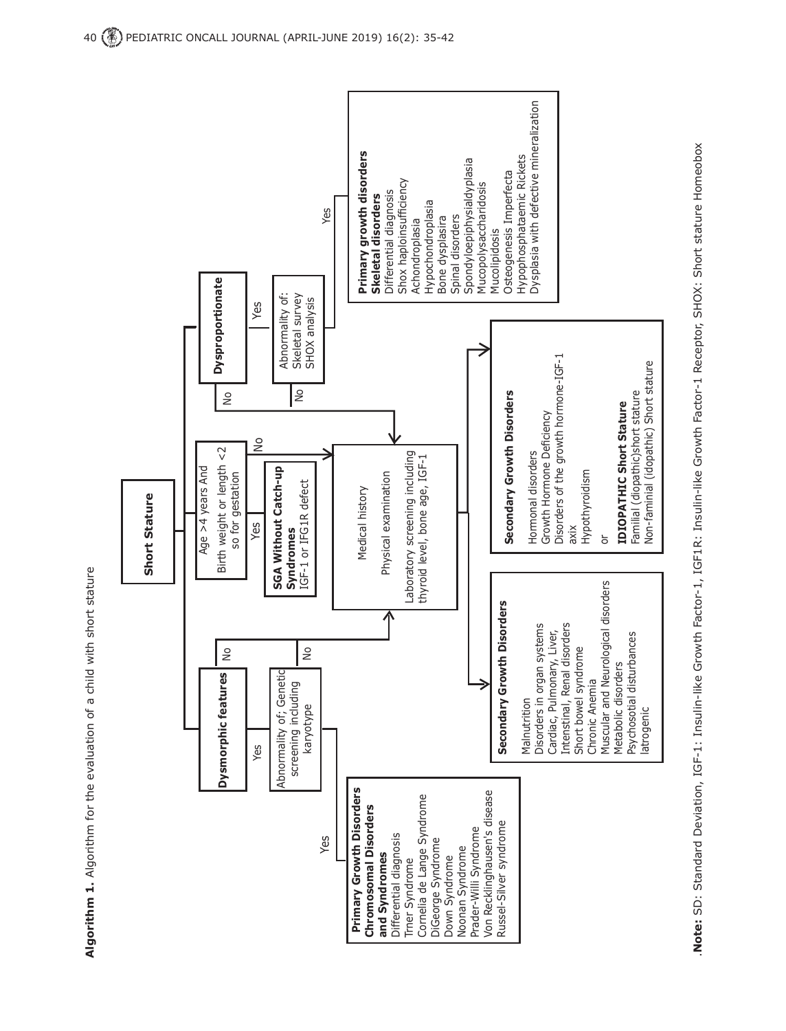**Algorithm 1.** Algorithm for the evaluation of a child with short stature

**Short Stature**

- **Dysmorphic features**
  - Yes → Abnormality of; Genetic screening including karyotype
    - Yes → **Primary Growth Disorders Chromosomal Disorders and Syndromes**
      - Differential diagnosis
      - Trner Syndrome
      - Cornelia de Lange Syndrome
      - DiGeorge Syndrome
      - Down Syndrome
      - Noonan Syndrome
      - Prader-Willi Syndrome
      - Von Recklinghausen's disease
      - Russel-Silver syndrome
    - No → Medical history / Physical examination / Laboratory screening
  - No → Medical history / Physical examination / Laboratory screening
- **Age >4 years And Birth weight or length <2 so for gestation**
  - Yes → **SGA Without Catch-up Syndromes** IGF-1 or IFG1R defect
  - No → Medical history / Physical examination / Laboratory screening
- **Dysproportionate**
  - Yes → Abnormality of: Skeletal survey SHOX analysis
    - Yes → **Primary growth disorders Skeletal disorders**
      - Differential diagnosis
      - Shox haploinsufficiency
      - Achondroplasia
      - Hypochondroplasia
      - Bone dysplasira
      - Spinal disorders
      - Spondyloepiphysialdyplasia
      - Mucopolysaccharidosis
      - Mucolipidosis
      - Osteogenesis Imperfecta
      - Hypophosphataemic Rickets
      - Dysplasia with defective mineralization
    - No → Medical history / Physical examination / Laboratory screening
  - No → Medical history / Physical examination / Laboratory screening

**Medical history**

**Physical examination**

**Laboratory screening including thyroid level, bone age, IGF-1**

→ **Secondary Growth Disorders**
- Malnutrition
- Disorders in organ systems
- Cardiac, Pulmonary, Liver, Intenstinal, Renal disorders
- Short bowel syndrome
- Chronic Anemia
- Muscular and Neurological disorders
- Metabolic disorders
- Psychosotial disturbances
- Iatrogenic

→ **Secondary Growth Disorders**
- Hormonal disorders
- Growth Hormone Deficiency
- Disorders of the growth hormone-IGF-1 axix
- Hypothyroidism

or

**IDIOPATHIC Short Stature**
- Familial (diopathic)short stature
- Non-faminial (idopathic) Short stature

.**Note:** SD: Standard Deviation, IGF-1: Insulin-like Growth Factor-1, IGF1R: Insulin-like Growth Factor-1 Receptor, SHOX: Short stature Homeobox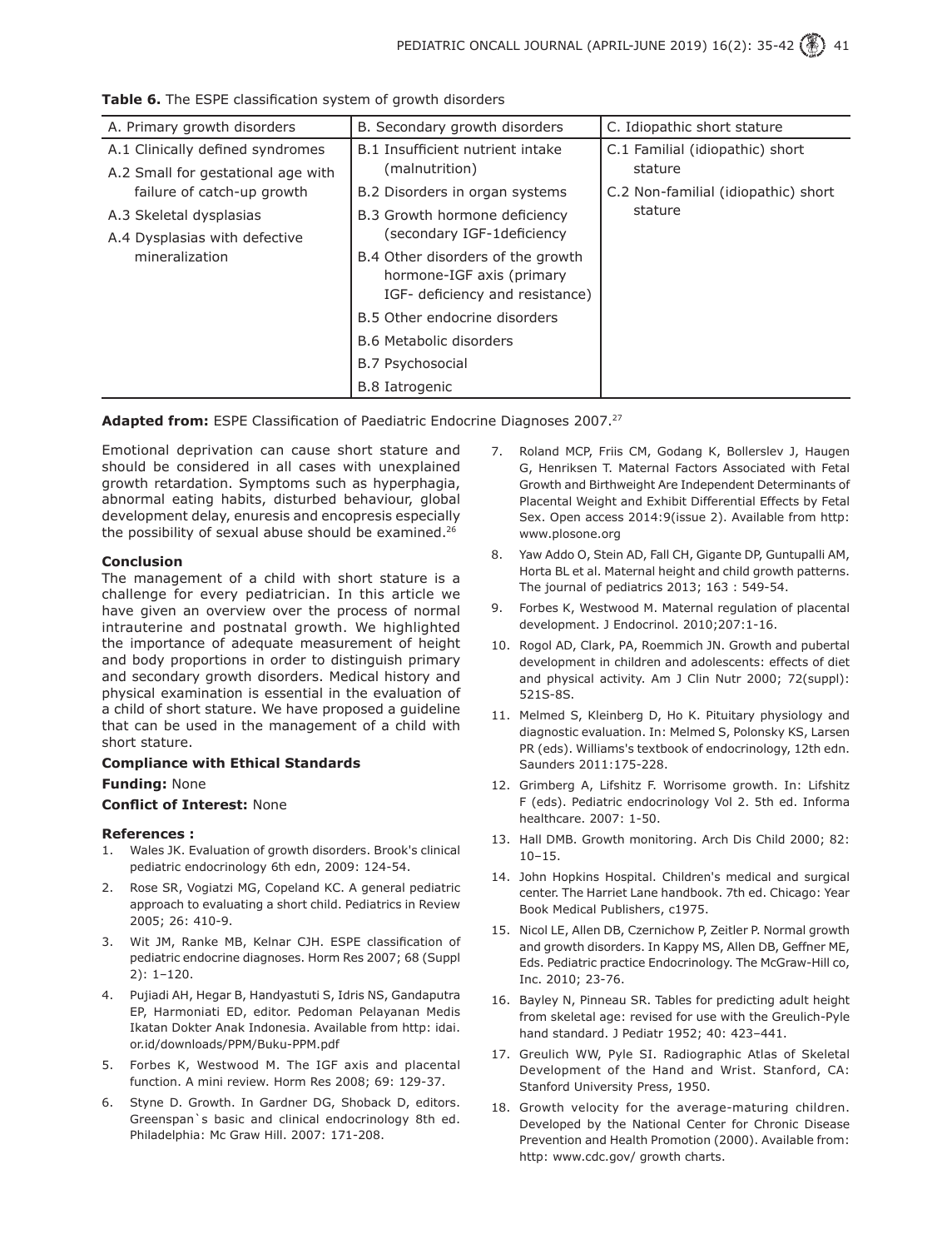**Table 6.** The ESPE classification system of growth disorders

| A. Primary growth disorders | B. Secondary growth disorders | C. Idiopathic short stature |
|---|---|---|
| A.1 Clinically defined syndromes | B.1 Insufficient nutrient intake (malnutrition) | C.1 Familial (idiopathic) short stature |
| A.2 Small for gestational age with failure of catch-up growth | B.2 Disorders in organ systems | C.2 Non-familial (idiopathic) short stature |
| A.3 Skeletal dysplasias | B.3 Growth hormone deficiency (secondary IGF-1deficiency | |
| A.4 Dysplasias with defective mineralization | B.4 Other disorders of the growth hormone-IGF axis (primary IGF- deficiency and resistance) | |
| | B.5 Other endocrine disorders | |
| | B.6 Metabolic disorders | |
| | B.7 Psychosocial | |
| | B.8 Iatrogenic | |

**Adapted from:** ESPE Classification of Paediatric Endocrine Diagnoses 2007.[27]

Emotional deprivation can cause short stature and should be considered in all cases with unexplained growth retardation. Symptoms such as hyperphagia, abnormal eating habits, disturbed behaviour, global development delay, enuresis and encopresis especially the possibility of sexual abuse should be examined.[26]

**Conclusion**

The management of a child with short stature is a challenge for every pediatrician. In this article we have given an overview over the process of normal intrauterine and postnatal growth. We highlighted the importance of adequate measurement of height and body proportions in order to distinguish primary and secondary growth disorders. Medical history and physical examination is essential in the evaluation of a child of short stature. We have proposed a guideline that can be used in the management of a child with short stature.

**Compliance with Ethical Standards**

**Funding:** None

**Conflict of Interest:** None

**References :**

1. Wales JK. Evaluation of growth disorders. Brook's clinical pediatric endocrinology 6th edn, 2009: 124-54.
2. Rose SR, Vogiatzi MG, Copeland KC. A general pediatric approach to evaluating a short child. Pediatrics in Review 2005; 26: 410-9.
3. Wit JM, Ranke MB, Kelnar CJH. ESPE classification of pediatric endocrine diagnoses. Horm Res 2007; 68 (Suppl 2): 1–120.
4. Pujiadi AH, Hegar B, Handyastuti S, Idris NS, Gandaputra EP, Harmoniati ED, editor. Pedoman Pelayanan Medis Ikatan Dokter Anak Indonesia. Available from http: idai. or.id/downloads/PPM/Buku-PPM.pdf
5. Forbes K, Westwood M. The IGF axis and placental function. A mini review. Horm Res 2008; 69: 129-37.
6. Styne D. Growth. In Gardner DG, Shoback D, editors. Greenspan`s basic and clinical endocrinology 8th ed. Philadelphia: Mc Graw Hill. 2007: 171-208.
7. Roland MCP, Friis CM, Godang K, Bollerslev J, Haugen G, Henriksen T. Maternal Factors Associated with Fetal Growth and Birthweight Are Independent Determinants of Placental Weight and Exhibit Differential Effects by Fetal Sex. Open access 2014:9(issue 2). Available from http: www.plosone.org
8. Yaw Addo O, Stein AD, Fall CH, Gigante DP, Guntupalli AM, Horta BL et al. Maternal height and child growth patterns. The journal of pediatrics 2013; 163 : 549-54.
9. Forbes K, Westwood M. Maternal regulation of placental development. J Endocrinol. 2010;207:1-16.
10. Rogol AD, Clark, PA, Roemmich JN. Growth and pubertal development in children and adolescents: effects of diet and physical activity. Am J Clin Nutr 2000; 72(suppl): 521S-8S.
11. Melmed S, Kleinberg D, Ho K. Pituitary physiology and diagnostic evaluation. In: Melmed S, Polonsky KS, Larsen PR (eds). Williams's textbook of endocrinology, 12th edn. Saunders 2011:175-228.
12. Grimberg A, Lifshitz F. Worrisome growth. In: Lifshitz F (eds). Pediatric endocrinology Vol 2. 5th ed. Informa healthcare. 2007: 1-50.
13. Hall DMB. Growth monitoring. Arch Dis Child 2000; 82: 10–15.
14. John Hopkins Hospital. Children's medical and surgical center. The Harriet Lane handbook. 7th ed. Chicago: Year Book Medical Publishers, c1975.
15. Nicol LE, Allen DB, Czernichow P, Zeitler P. Normal growth and growth disorders. In Kappy MS, Allen DB, Geffner ME, Eds. Pediatric practice Endocrinology. The McGraw-Hill co, Inc. 2010; 23-76.
16. Bayley N, Pinneau SR. Tables for predicting adult height from skeletal age: revised for use with the Greulich-Pyle hand standard. J Pediatr 1952; 40: 423–441.
17. Greulich WW, Pyle SI. Radiographic Atlas of Skeletal Development of the Hand and Wrist. Stanford, CA: Stanford University Press, 1950.
18. Growth velocity for the average-maturing children. Developed by the National Center for Chronic Disease Prevention and Health Promotion (2000). Available from: http: www.cdc.gov/ growth charts.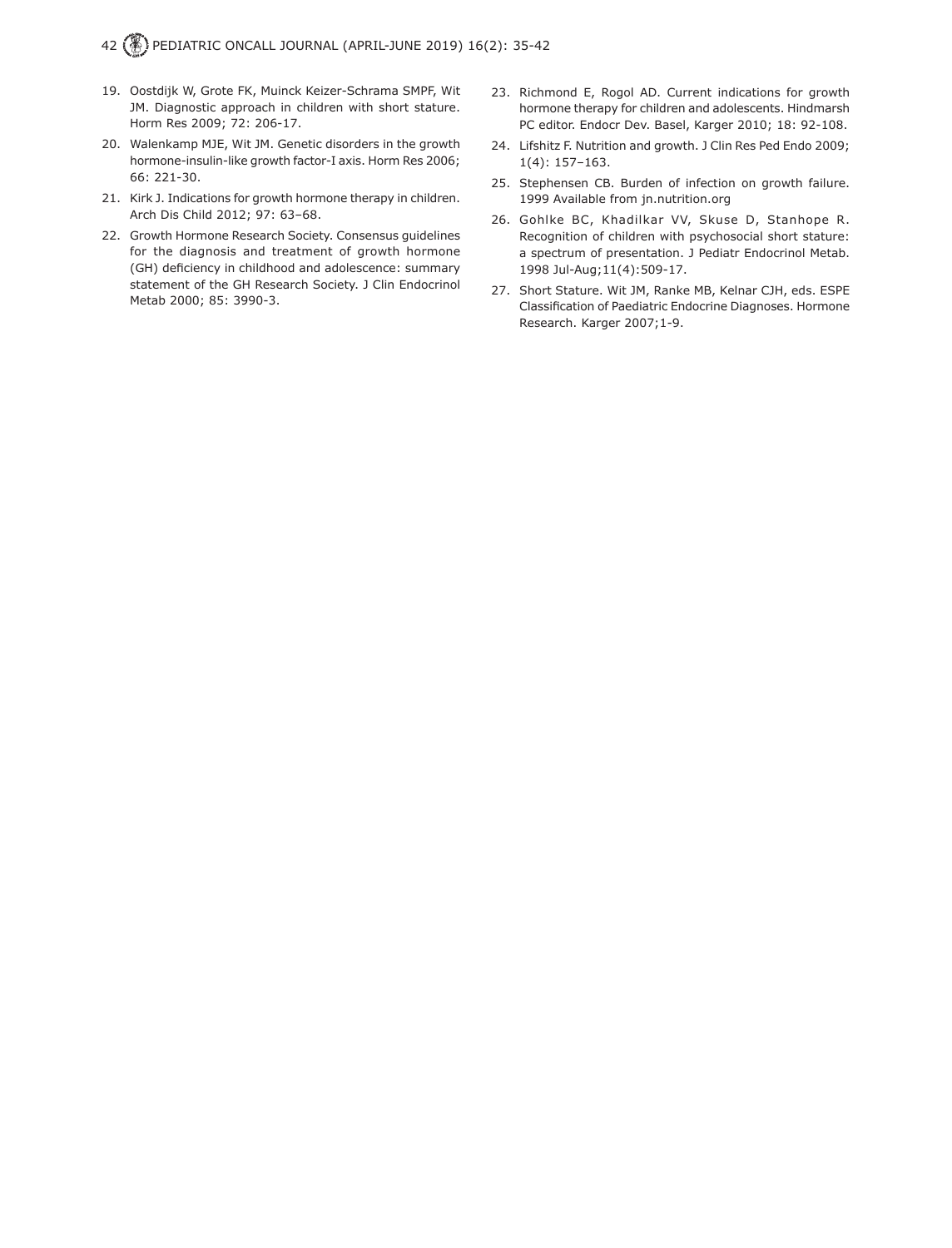19. Oostdijk W, Grote FK, Muinck Keizer-Schrama SMPF, Wit JM. Diagnostic approach in children with short stature. Horm Res 2009; 72: 206-17.
20. Walenkamp MJE, Wit JM. Genetic disorders in the growth hormone-insulin-like growth factor-I axis. Horm Res 2006; 66: 221-30.
21. Kirk J. Indications for growth hormone therapy in children. Arch Dis Child 2012; 97: 63–68.
22. Growth Hormone Research Society. Consensus guidelines for the diagnosis and treatment of growth hormone (GH) deficiency in childhood and adolescence: summary statement of the GH Research Society. J Clin Endocrinol Metab 2000; 85: 3990-3.
23. Richmond E, Rogol AD. Current indications for growth hormone therapy for children and adolescents. Hindmarsh PC editor. Endocr Dev. Basel, Karger 2010; 18: 92-108.
24. Lifshitz F. Nutrition and growth. J Clin Res Ped Endo 2009; 1(4): 157–163.
25. Stephensen CB. Burden of infection on growth failure. 1999 Available from jn.nutrition.org
26. Gohlke BC, Khadilkar VV, Skuse D, Stanhope R. Recognition of children with psychosocial short stature: a spectrum of presentation. J Pediatr Endocrinol Metab. 1998 Jul-Aug;11(4):509-17.
27. Short Stature. Wit JM, Ranke MB, Kelnar CJH, eds. ESPE Classification of Paediatric Endocrine Diagnoses. Hormone Research. Karger 2007;1-9.